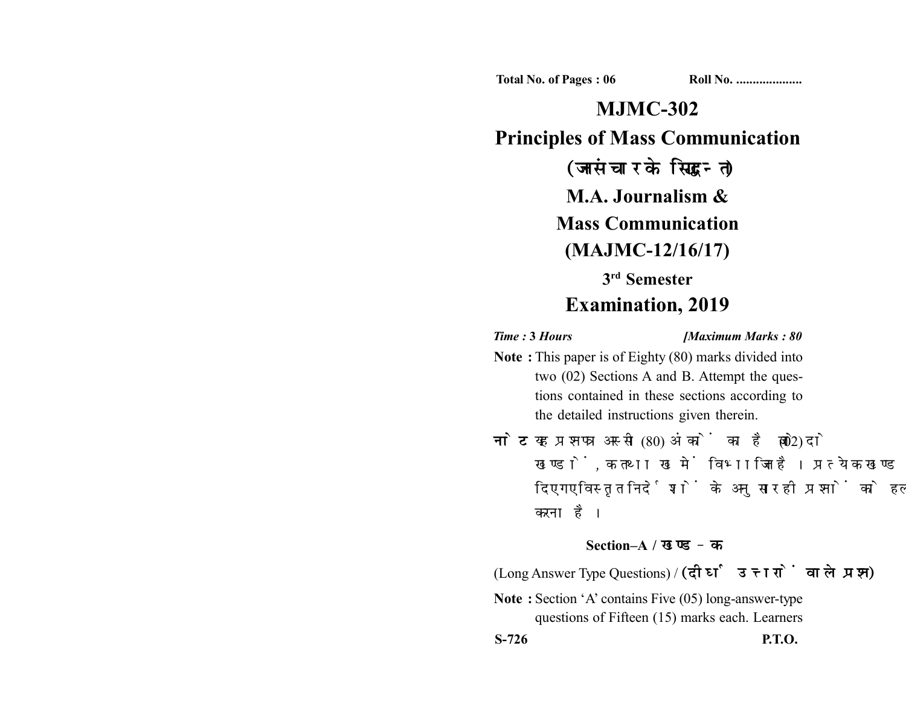Total No. of Pages : 06 Roll No. ....................

# MJMC-302

# Principles of Mass Communication

## (जनसंचार के सिद्धान्त)

## M.A. Journalism & Mass Communication (MAJMC-12/16/17)

### 3rd Semester

## Examination, 2019

*Time :* **3 Hours** *[Maximum Marks : 80*

**Note :** This paper is of Eighty (80) marks divided into two (02) Sections A and B. Attempt the questions contained in these sections according to the detailed instructions given therein.

**नोट :** यह प्रश्नपत्र अस्सी (80) अंकों का है जो दो (02) खण्डों, क तथा ख में विभाजित है। प्रत्येक खण्ड में दिए गए विस्तृत निर्देशों के अनुसार ही प्रश्नों को हल करना है।

### Section–A / खण्ड–क

(Long Answer Type Questions) / **(दीर्घ उत्तरों वाले प्रश्न)**

**Note :** Section 'A' contains Five (05) long-answer-type questions of Fifteen (15) marks each. Learners

S-726 P.T.O.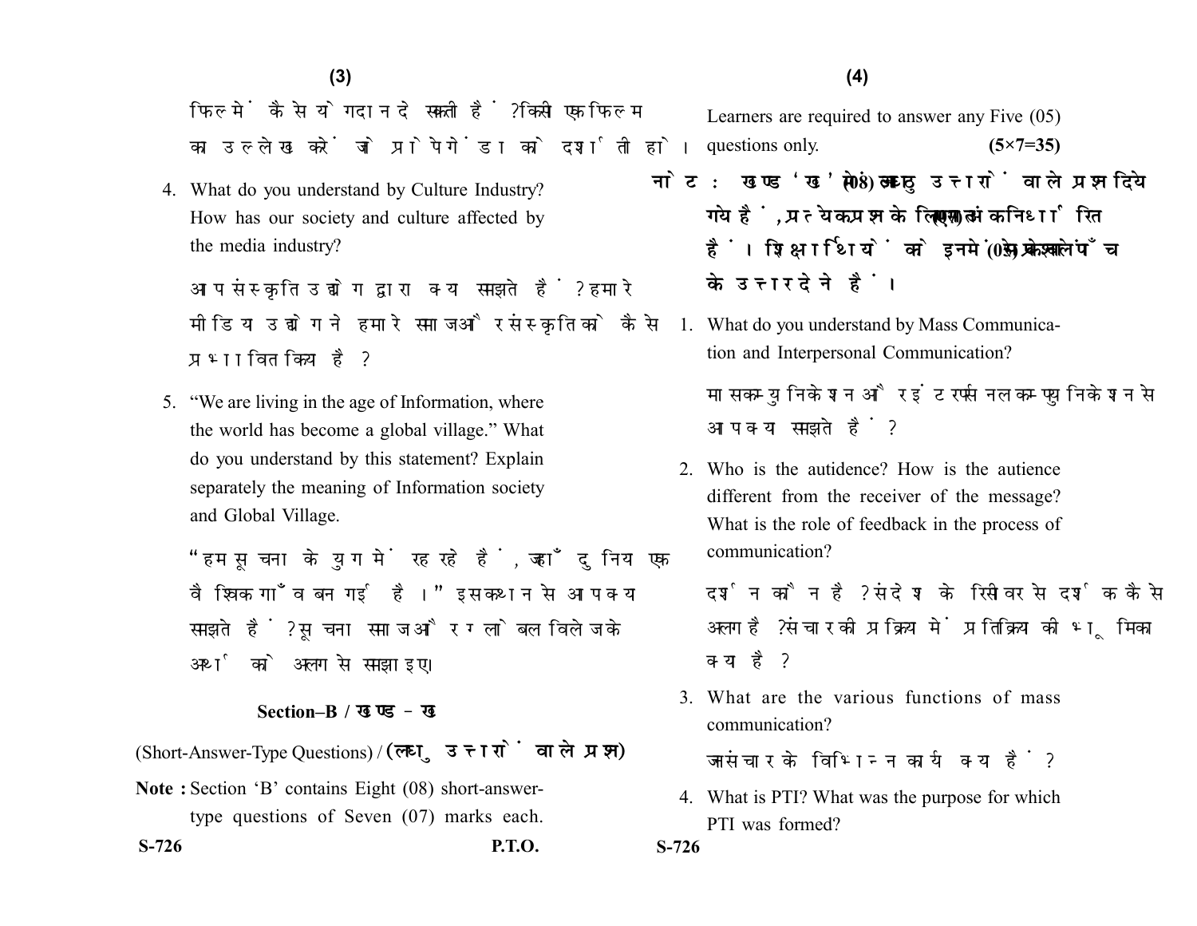फिल्में कैसे योगदान दे सकती हैं? किसी एक फिल्म का उल्लेख करें जो प्रोपेगेंडा को दर्शाती हो।

4. What do you understand by Culture Industry? How has our society and culture affected by the media industry?

   आप संस्कृति उद्योग द्वारा क्या समझते हैं? हमारे मीडिया उद्योग ने हमारे समाज और संस्कृति को कैसे प्रभावित किया है?

5. "We are living in the age of Information, where the world has become a global village." What do you understand by this statement? Explain separately the meaning of Information society and Global Village.

   "हम सूचना के युग में रह रहे हैं, जहाँ दुनिया एक वैश्विक गाँव बन गई है।" इस कथन से आप क्या समझते हैं? सूचना समाज और ग्लोबल विलेज के अर्थ को अलग से समझाइए।

## Section–B / खण्ड–ख

(Short-Answer-Type Questions) / (लघु उत्तरों वाले प्रश्न)

**Note :** Section 'B' contains Eight (08) short-answer-type questions of Seven (07) marks each. Learners are required to answer any Five (05) questions only. **(5×7=35)**

**नोट :** खण्ड 'ख' में आठ (08) लघु उत्तरों वाले प्रश्न दिये गये हैं, प्रत्येक प्रश्न के लिए सात (07) अंक निर्धारित हैं। शिक्षार्थियों को इनमें से केवल पाँच (05) प्रश्नों के उत्तर देने हैं।

1. What do you understand by Mass Communication and Interpersonal Communication?

   मास कम्युनिकेशन और इंटरपर्सनल कम्युनिकेशन से आप क्या समझते हैं?

2. Who is the autidence? How is the autience different from the receiver of the message? What is the role of feedback in the process of communication?

   दर्शक कौन है? संदेश के रिसीवर से दर्शक कैसे अलग है? संचार की प्रक्रिया में प्रतिक्रिया की भूमिका क्या है?

3. What are the various functions of mass communication?

   जनसंचार के विभिन्न कार्य क्या हैं?

4. What is PTI? What was the purpose for which PTI was formed?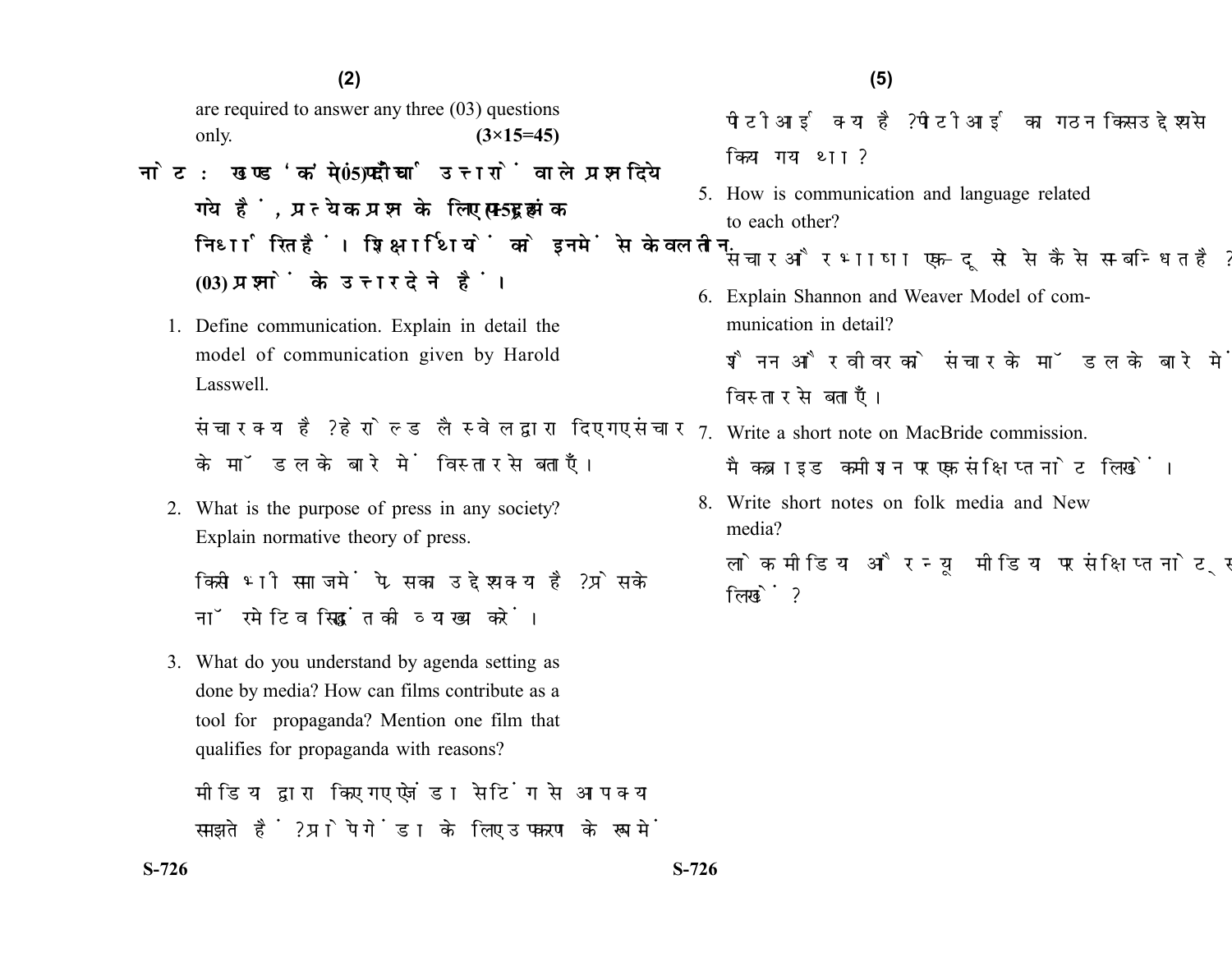are required to answer any three (03) questions only. **(3×15=45)**

**नोट :** खण्ड 'क' में पाँच (05) दीर्घ उत्तरों वाले प्रश्न दिये गये हैं, प्रत्येक प्रश्न के लिए पन्द्रह (15) अंक निर्धारित हैं। शिक्षार्थियों को इनमें से केवल तीन (03) प्रश्नों के उत्तर देने हैं।

1. Define communication. Explain in detail the model of communication given by Harold Lasswell.

   संचार क्या है? हेरोल्ड लैस्वेल द्वारा दिए गए संचार के मॉडल के बारे में विस्तार से बताएँ।

2. What is the purpose of press in any society? Explain normative theory of press.

   किसी भी समाज में प्रेस का उद्देश्य क्या है? प्रेस के नॉरमेटिव सिद्धांत की व्याख्या करें।

3. What do you understand by agenda setting as done by media? How can films contribute as a tool for propaganda? Mention one film that qualifies for propaganda with reasons?

   मीडिया द्वारा किए गए एजेंडा सेटिंग से आप क्या समझते हैं? प्रोपेगेंडा के लिए उपकरण के रूप में

पीटीआई क्या है? पीटीआई का गठन किस उद्देश्य से किया गया था?

5. How is communication and language related to each other?

   संचार और भाषा एक-दूसरे से कैसे सम्बन्धित है?

6. Explain Shannon and Weaver Model of communication in detail?

   शैनन और वीवर को संचार के मॉडल के बारे में विस्तार से बताएँ।

7. Write a short note on MacBride commission.

   मैकब्राइड कमीशन पर एक संक्षिप्त नोट लिखें।

8. Write short notes on folk media and New media?

   लोक मीडिया और न्यू मीडिया पर संक्षिप्त नोट्स लिखें?